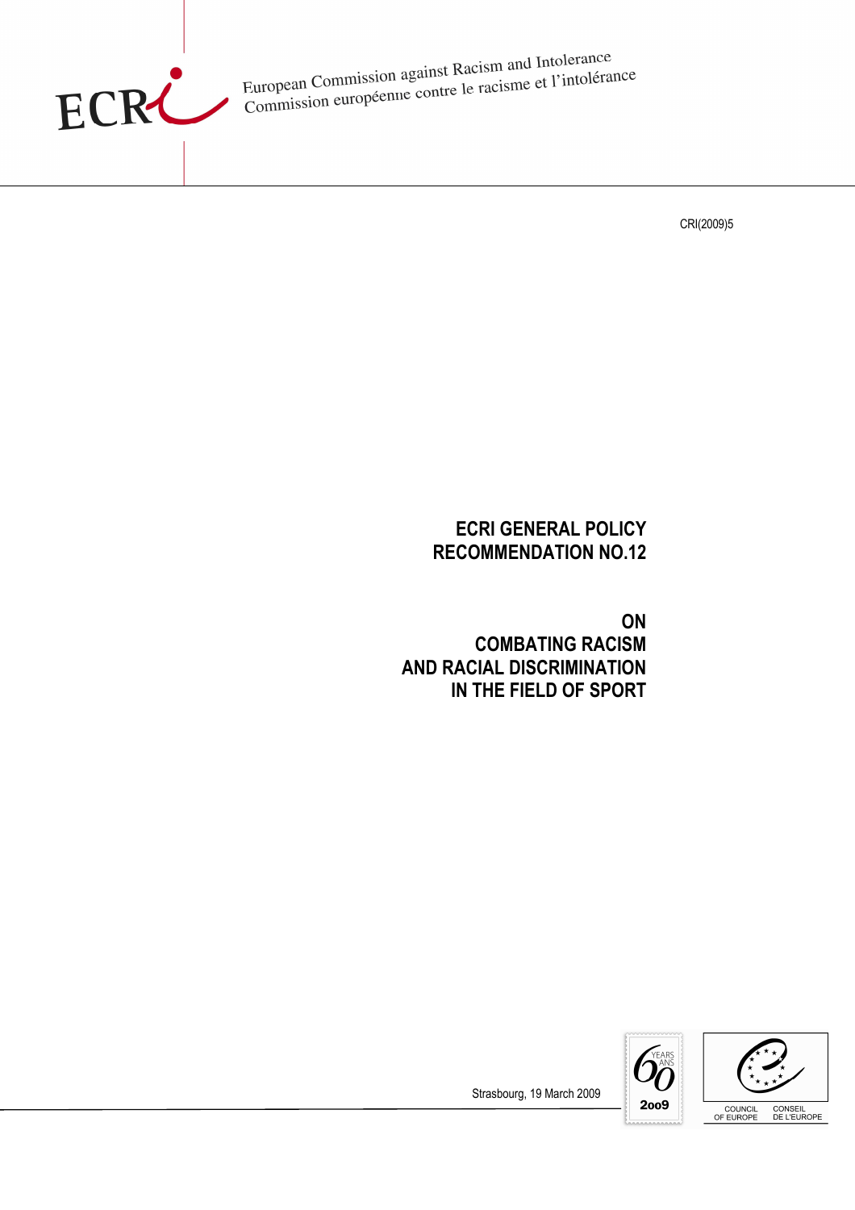European Commission against Racism and Intolerance
Commission européenne contre le racisme et l'intolérance

CRI(2009)5

# ECRI GENERAL POLICY RECOMMENDATION NO.12

# ON COMBATING RACISM AND RACIAL DISCRIMINATION IN THE FIELD OF SPORT

Strasbourg, 19 March 2009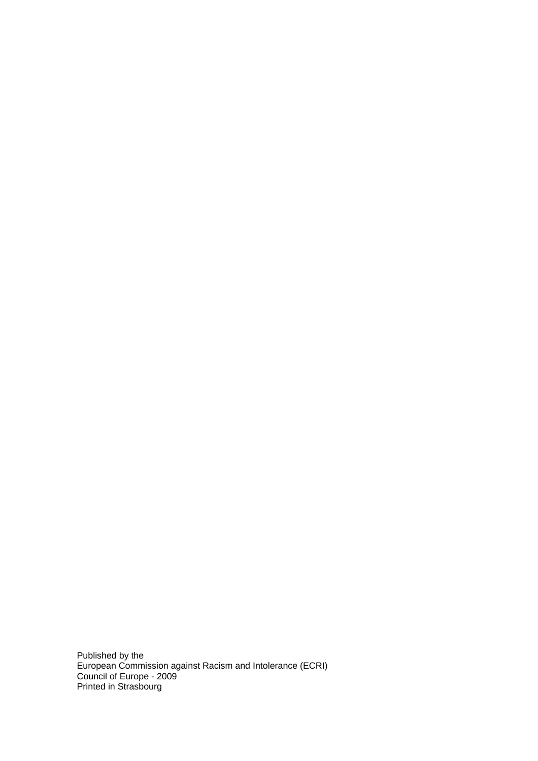Published by the
European Commission against Racism and Intolerance (ECRI)
Council of Europe - 2009
Printed in Strasbourg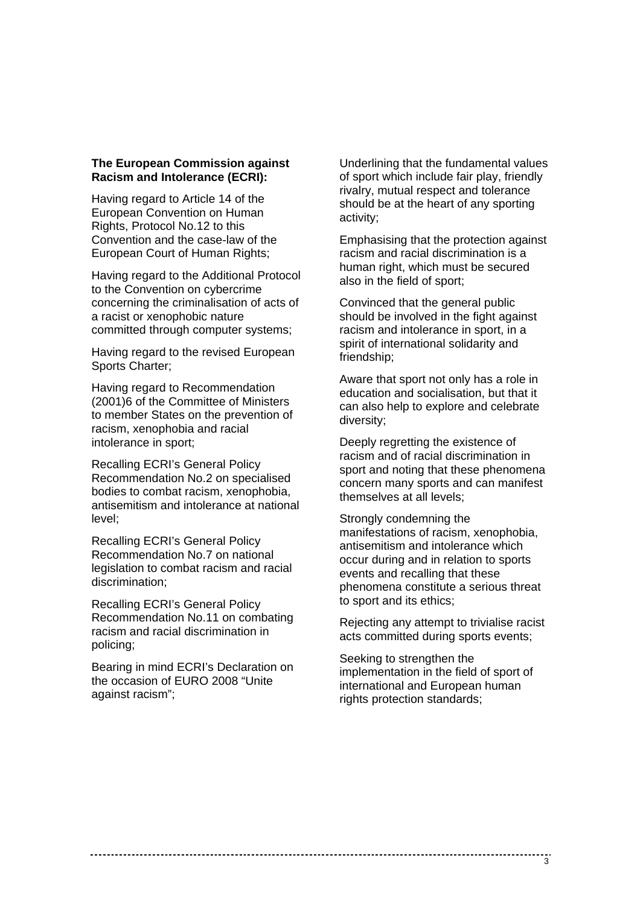**The European Commission against Racism and Intolerance (ECRI):**

Having regard to Article 14 of the European Convention on Human Rights, Protocol No.12 to this Convention and the case-law of the European Court of Human Rights;

Having regard to the Additional Protocol to the Convention on cybercrime concerning the criminalisation of acts of a racist or xenophobic nature committed through computer systems;

Having regard to the revised European Sports Charter;

Having regard to Recommendation (2001)6 of the Committee of Ministers to member States on the prevention of racism, xenophobia and racial intolerance in sport;

Recalling ECRI's General Policy Recommendation No.2 on specialised bodies to combat racism, xenophobia, antisemitism and intolerance at national level;

Recalling ECRI's General Policy Recommendation No.7 on national legislation to combat racism and racial discrimination;

Recalling ECRI's General Policy Recommendation No.11 on combating racism and racial discrimination in policing;

Bearing in mind ECRI's Declaration on the occasion of EURO 2008 "Unite against racism";

Underlining that the fundamental values of sport which include fair play, friendly rivalry, mutual respect and tolerance should be at the heart of any sporting activity;

Emphasising that the protection against racism and racial discrimination is a human right, which must be secured also in the field of sport;

Convinced that the general public should be involved in the fight against racism and intolerance in sport, in a spirit of international solidarity and friendship;

Aware that sport not only has a role in education and socialisation, but that it can also help to explore and celebrate diversity;

Deeply regretting the existence of racism and of racial discrimination in sport and noting that these phenomena concern many sports and can manifest themselves at all levels;

Strongly condemning the manifestations of racism, xenophobia, antisemitism and intolerance which occur during and in relation to sports events and recalling that these phenomena constitute a serious threat to sport and its ethics;

Rejecting any attempt to trivialise racist acts committed during sports events;

Seeking to strengthen the implementation in the field of sport of international and European human rights protection standards;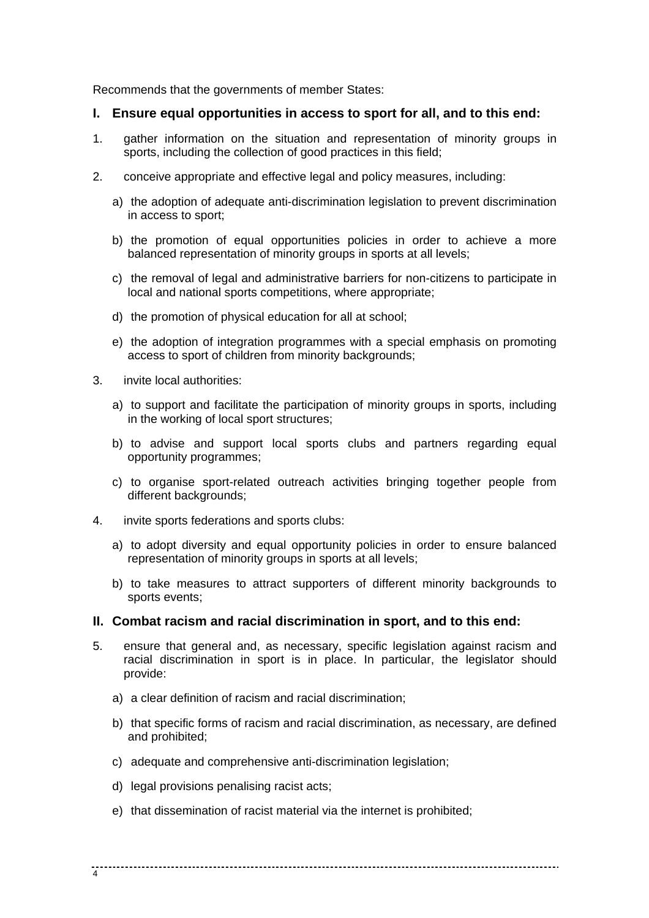Recommends that the governments of member States:

## I. Ensure equal opportunities in access to sport for all, and to this end:

1. gather information on the situation and representation of minority groups in sports, including the collection of good practices in this field;

2. conceive appropriate and effective legal and policy measures, including:

   a) the adoption of adequate anti-discrimination legislation to prevent discrimination in access to sport;

   b) the promotion of equal opportunities policies in order to achieve a more balanced representation of minority groups in sports at all levels;

   c) the removal of legal and administrative barriers for non-citizens to participate in local and national sports competitions, where appropriate;

   d) the promotion of physical education for all at school;

   e) the adoption of integration programmes with a special emphasis on promoting access to sport of children from minority backgrounds;

3. invite local authorities:

   a) to support and facilitate the participation of minority groups in sports, including in the working of local sport structures;

   b) to advise and support local sports clubs and partners regarding equal opportunity programmes;

   c) to organise sport-related outreach activities bringing together people from different backgrounds;

4. invite sports federations and sports clubs:

   a) to adopt diversity and equal opportunity policies in order to ensure balanced representation of minority groups in sports at all levels;

   b) to take measures to attract supporters of different minority backgrounds to sports events;

## II. Combat racism and racial discrimination in sport, and to this end:

5. ensure that general and, as necessary, specific legislation against racism and racial discrimination in sport is in place. In particular, the legislator should provide:

   a) a clear definition of racism and racial discrimination;

   b) that specific forms of racism and racial discrimination, as necessary, are defined and prohibited;

   c) adequate and comprehensive anti-discrimination legislation;

   d) legal provisions penalising racist acts;

   e) that dissemination of racist material via the internet is prohibited;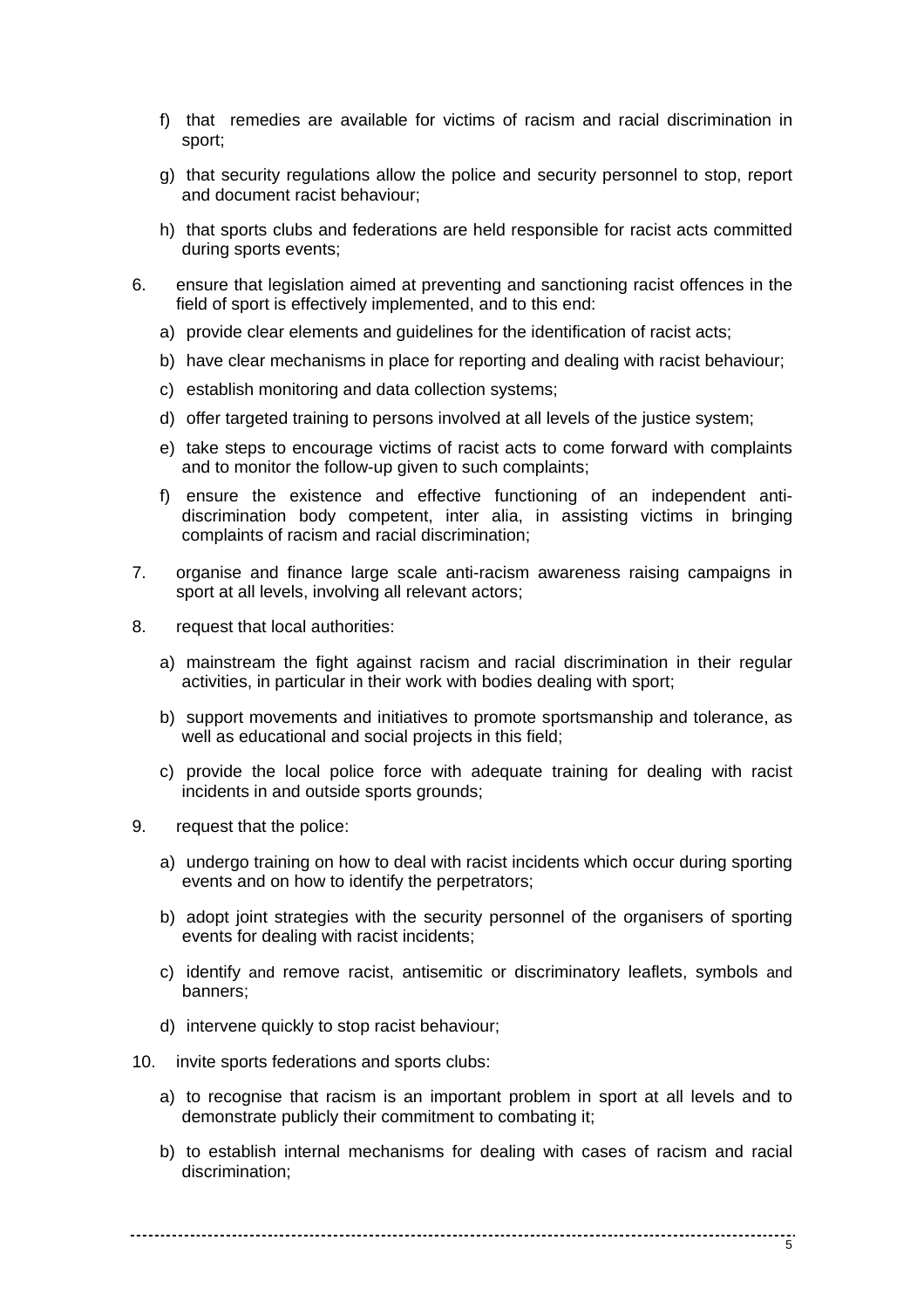f) that remedies are available for victims of racism and racial discrimination in sport;

g) that security regulations allow the police and security personnel to stop, report and document racist behaviour;

h) that sports clubs and federations are held responsible for racist acts committed during sports events;

6. ensure that legislation aimed at preventing and sanctioning racist offences in the field of sport is effectively implemented, and to this end:

   a) provide clear elements and guidelines for the identification of racist acts;

   b) have clear mechanisms in place for reporting and dealing with racist behaviour;

   c) establish monitoring and data collection systems;

   d) offer targeted training to persons involved at all levels of the justice system;

   e) take steps to encourage victims of racist acts to come forward with complaints and to monitor the follow-up given to such complaints;

   f) ensure the existence and effective functioning of an independent anti-discrimination body competent, inter alia, in assisting victims in bringing complaints of racism and racial discrimination;

7. organise and finance large scale anti-racism awareness raising campaigns in sport at all levels, involving all relevant actors;

8. request that local authorities:

   a) mainstream the fight against racism and racial discrimination in their regular activities, in particular in their work with bodies dealing with sport;

   b) support movements and initiatives to promote sportsmanship and tolerance, as well as educational and social projects in this field;

   c) provide the local police force with adequate training for dealing with racist incidents in and outside sports grounds;

9. request that the police:

   a) undergo training on how to deal with racist incidents which occur during sporting events and on how to identify the perpetrators;

   b) adopt joint strategies with the security personnel of the organisers of sporting events for dealing with racist incidents;

   c) identify and remove racist, antisemitic or discriminatory leaflets, symbols and banners;

   d) intervene quickly to stop racist behaviour;

10. invite sports federations and sports clubs:

    a) to recognise that racism is an important problem in sport at all levels and to demonstrate publicly their commitment to combating it;

    b) to establish internal mechanisms for dealing with cases of racism and racial discrimination;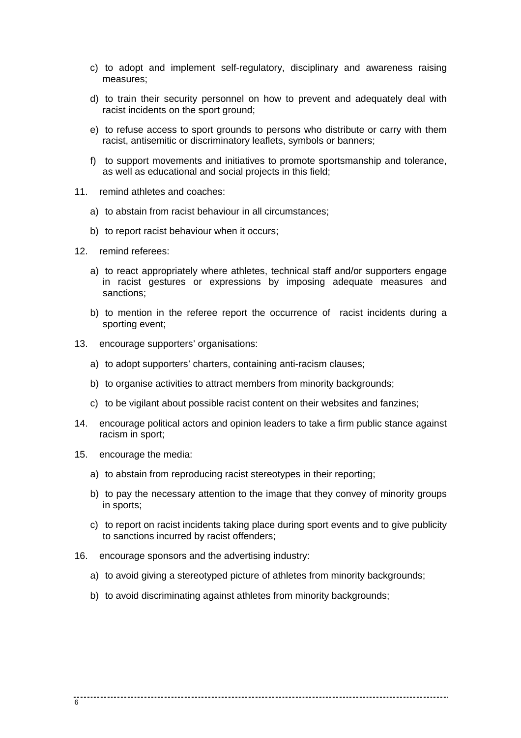c) to adopt and implement self-regulatory, disciplinary and awareness raising measures;

d) to train their security personnel on how to prevent and adequately deal with racist incidents on the sport ground;

e) to refuse access to sport grounds to persons who distribute or carry with them racist, antisemitic or discriminatory leaflets, symbols or banners;

f) to support movements and initiatives to promote sportsmanship and tolerance, as well as educational and social projects in this field;

11. remind athletes and coaches:

   a) to abstain from racist behaviour in all circumstances;

   b) to report racist behaviour when it occurs;

12. remind referees:

   a) to react appropriately where athletes, technical staff and/or supporters engage in racist gestures or expressions by imposing adequate measures and sanctions;

   b) to mention in the referee report the occurrence of racist incidents during a sporting event;

13. encourage supporters' organisations:

   a) to adopt supporters' charters, containing anti-racism clauses;

   b) to organise activities to attract members from minority backgrounds;

   c) to be vigilant about possible racist content on their websites and fanzines;

14. encourage political actors and opinion leaders to take a firm public stance against racism in sport;

15. encourage the media:

   a) to abstain from reproducing racist stereotypes in their reporting;

   b) to pay the necessary attention to the image that they convey of minority groups in sports;

   c) to report on racist incidents taking place during sport events and to give publicity to sanctions incurred by racist offenders;

16. encourage sponsors and the advertising industry:

   a) to avoid giving a stereotyped picture of athletes from minority backgrounds;

   b) to avoid discriminating against athletes from minority backgrounds;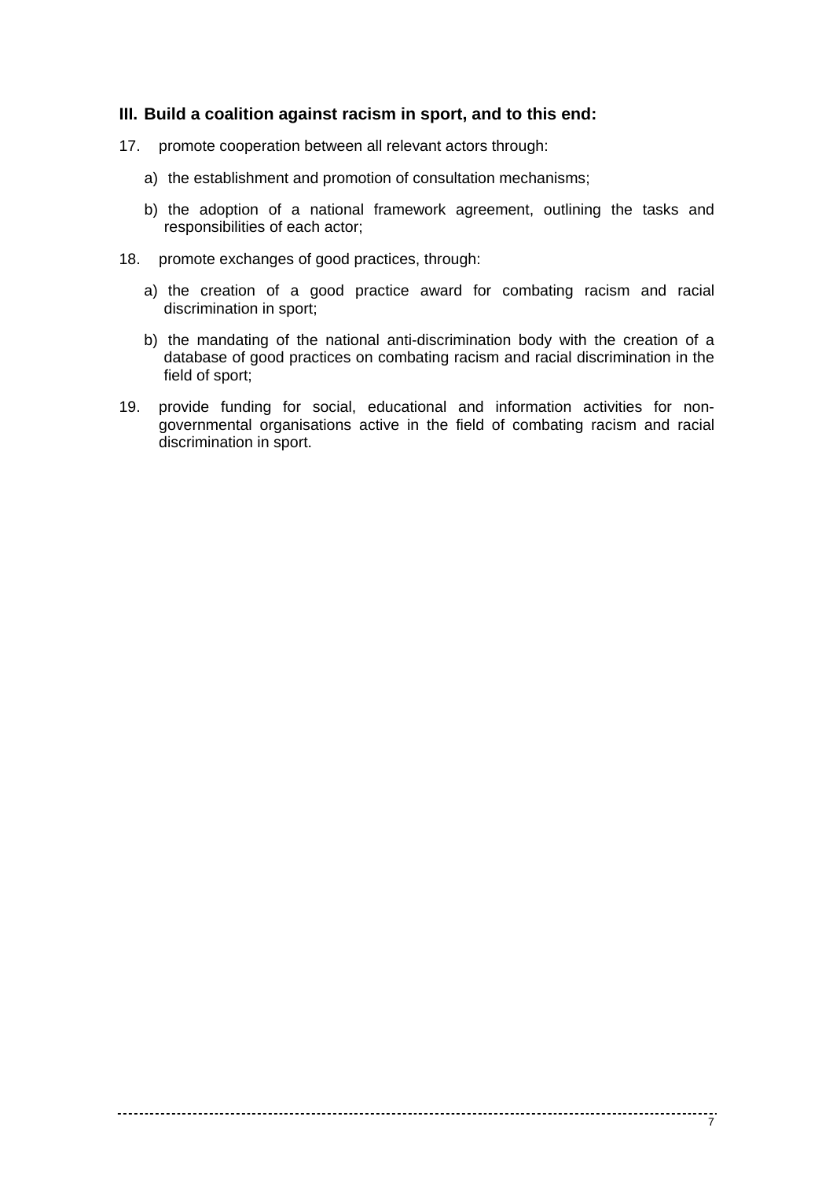### III. Build a coalition against racism in sport, and to this end:

17. promote cooperation between all relevant actors through:

    a) the establishment and promotion of consultation mechanisms;

    b) the adoption of a national framework agreement, outlining the tasks and responsibilities of each actor;

18. promote exchanges of good practices, through:

    a) the creation of a good practice award for combating racism and racial discrimination in sport;

    b) the mandating of the national anti-discrimination body with the creation of a database of good practices on combating racism and racial discrimination in the field of sport;

19. provide funding for social, educational and information activities for non-governmental organisations active in the field of combating racism and racial discrimination in sport.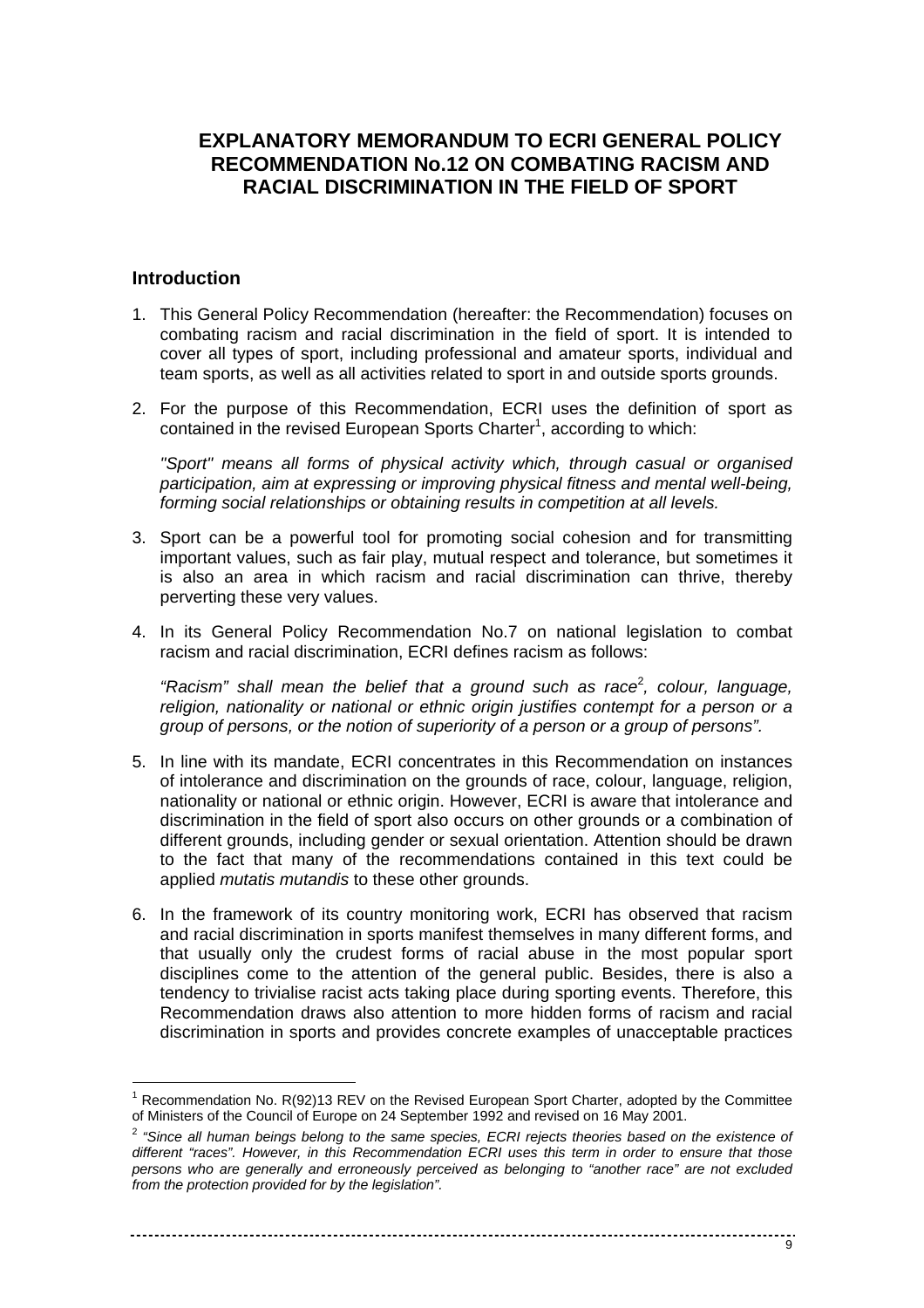# EXPLANATORY MEMORANDUM TO ECRI GENERAL POLICY RECOMMENDATION No.12 ON COMBATING RACISM AND RACIAL DISCRIMINATION IN THE FIELD OF SPORT

## Introduction

1. This General Policy Recommendation (hereafter: the Recommendation) focuses on combating racism and racial discrimination in the field of sport. It is intended to cover all types of sport, including professional and amateur sports, individual and team sports, as well as all activities related to sport in and outside sports grounds.

2. For the purpose of this Recommendation, ECRI uses the definition of sport as contained in the revised European Sports Charter[1], according to which:

   *"Sport" means all forms of physical activity which, through casual or organised participation, aim at expressing or improving physical fitness and mental well-being, forming social relationships or obtaining results in competition at all levels.*

3. Sport can be a powerful tool for promoting social cohesion and for transmitting important values, such as fair play, mutual respect and tolerance, but sometimes it is also an area in which racism and racial discrimination can thrive, thereby perverting these very values.

4. In its General Policy Recommendation No.7 on national legislation to combat racism and racial discrimination, ECRI defines racism as follows:

   *"Racism" shall mean the belief that a ground such as race[2], colour, language, religion, nationality or national or ethnic origin justifies contempt for a person or a group of persons, or the notion of superiority of a person or a group of persons".*

5. In line with its mandate, ECRI concentrates in this Recommendation on instances of intolerance and discrimination on the grounds of race, colour, language, religion, nationality or national or ethnic origin. However, ECRI is aware that intolerance and discrimination in the field of sport also occurs on other grounds or a combination of different grounds, including gender or sexual orientation. Attention should be drawn to the fact that many of the recommendations contained in this text could be applied *mutatis mutandis* to these other grounds.

6. In the framework of its country monitoring work, ECRI has observed that racism and racial discrimination in sports manifest themselves in many different forms, and that usually only the crudest forms of racial abuse in the most popular sport disciplines come to the attention of the general public. Besides, there is also a tendency to trivialise racist acts taking place during sporting events. Therefore, this Recommendation draws also attention to more hidden forms of racism and racial discrimination in sports and provides concrete examples of unacceptable practices

---

[1] Recommendation No. R(92)13 REV on the Revised European Sport Charter, adopted by the Committee of Ministers of the Council of Europe on 24 September 1992 and revised on 16 May 2001.

[2] *"Since all human beings belong to the same species, ECRI rejects theories based on the existence of different "races". However, in this Recommendation ECRI uses this term in order to ensure that those persons who are generally and erroneously perceived as belonging to "another race" are not excluded from the protection provided for by the legislation".*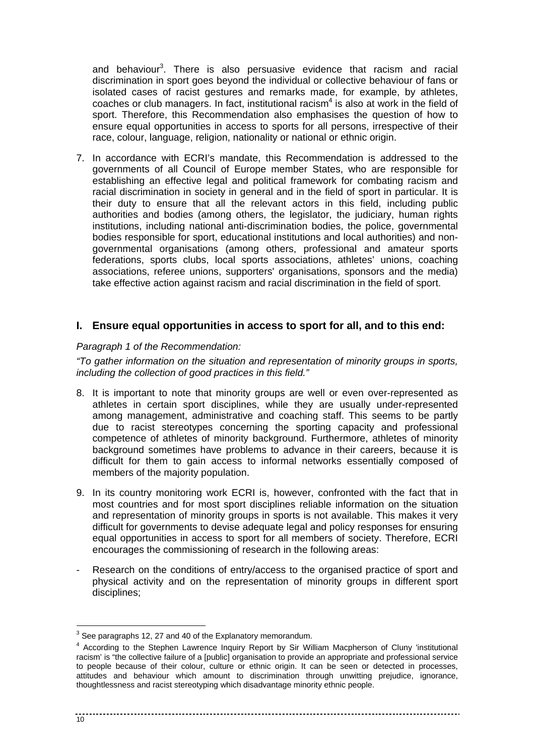and behaviour[3]. There is also persuasive evidence that racism and racial discrimination in sport goes beyond the individual or collective behaviour of fans or isolated cases of racist gestures and remarks made, for example, by athletes, coaches or club managers. In fact, institutional racism[4] is also at work in the field of sport. Therefore, this Recommendation also emphasises the question of how to ensure equal opportunities in access to sports for all persons, irrespective of their race, colour, language, religion, nationality or national or ethnic origin.

7. In accordance with ECRI's mandate, this Recommendation is addressed to the governments of all Council of Europe member States, who are responsible for establishing an effective legal and political framework for combating racism and racial discrimination in society in general and in the field of sport in particular. It is their duty to ensure that all the relevant actors in this field, including public authorities and bodies (among others, the legislator, the judiciary, human rights institutions, including national anti-discrimination bodies, the police, governmental bodies responsible for sport, educational institutions and local authorities) and non-governmental organisations (among others, professional and amateur sports federations, sports clubs, local sports associations, athletes' unions, coaching associations, referee unions, supporters' organisations, sponsors and the media) take effective action against racism and racial discrimination in the field of sport.

## I. Ensure equal opportunities in access to sport for all, and to this end:

*Paragraph 1 of the Recommendation:*

*"To gather information on the situation and representation of minority groups in sports, including the collection of good practices in this field."*

8. It is important to note that minority groups are well or even over-represented as athletes in certain sport disciplines, while they are usually under-represented among management, administrative and coaching staff. This seems to be partly due to racist stereotypes concerning the sporting capacity and professional competence of athletes of minority background. Furthermore, athletes of minority background sometimes have problems to advance in their careers, because it is difficult for them to gain access to informal networks essentially composed of members of the majority population.

9. In its country monitoring work ECRI is, however, confronted with the fact that in most countries and for most sport disciplines reliable information on the situation and representation of minority groups in sports is not available. This makes it very difficult for governments to devise adequate legal and policy responses for ensuring equal opportunities in access to sport for all members of society. Therefore, ECRI encourages the commissioning of research in the following areas:

- Research on the conditions of entry/access to the organised practice of sport and physical activity and on the representation of minority groups in different sport disciplines;

---

[3] See paragraphs 12, 27 and 40 of the Explanatory memorandum.

[4] According to the Stephen Lawrence Inquiry Report by Sir William Macpherson of Cluny 'institutional racism' is "the collective failure of a [public] organisation to provide an appropriate and professional service to people because of their colour, culture or ethnic origin. It can be seen or detected in processes, attitudes and behaviour which amount to discrimination through unwitting prejudice, ignorance, thoughtlessness and racist stereotyping which disadvantage minority ethnic people.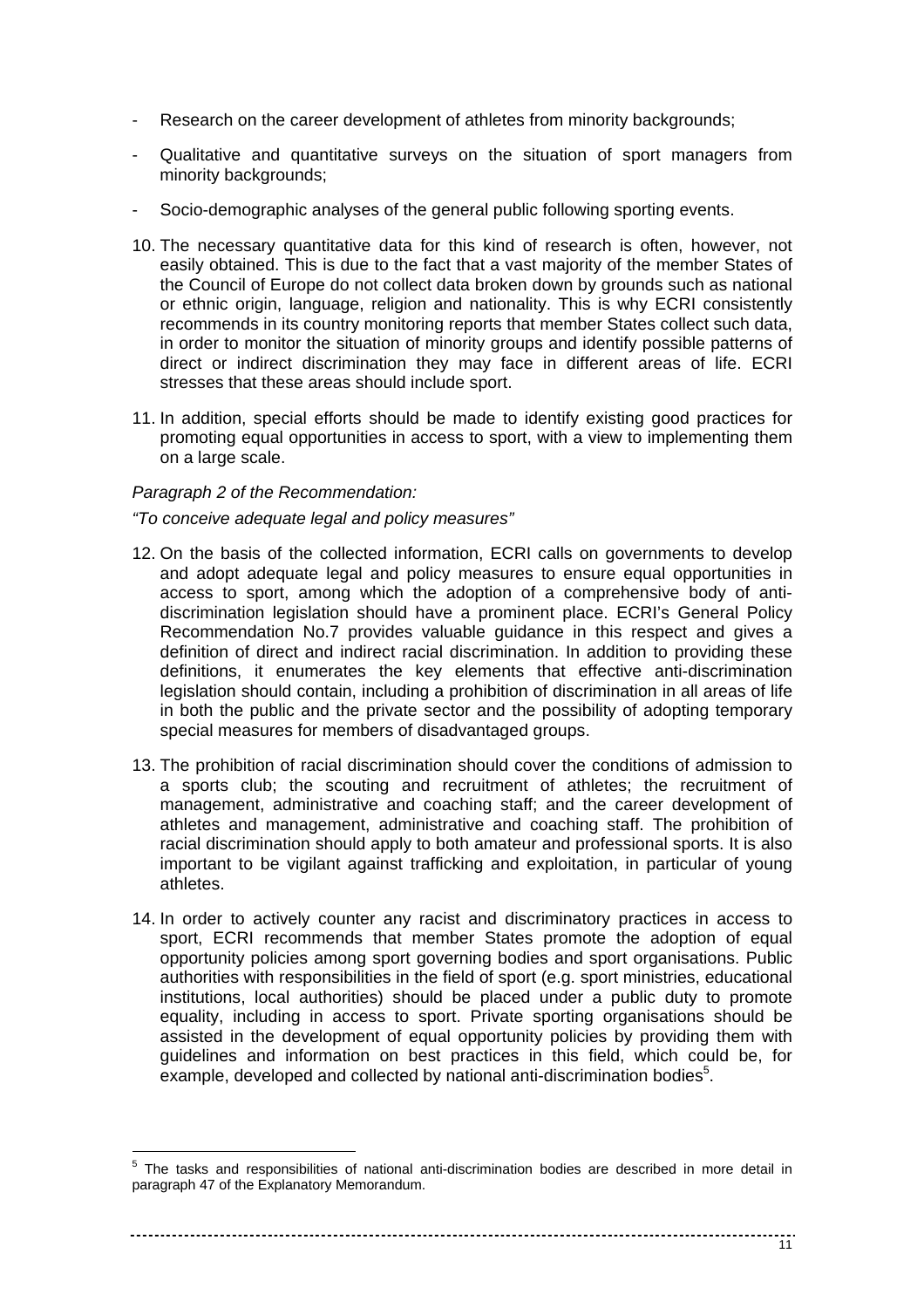- Research on the career development of athletes from minority backgrounds;
- Qualitative and quantitative surveys on the situation of sport managers from minority backgrounds;
- Socio-demographic analyses of the general public following sporting events.

10. The necessary quantitative data for this kind of research is often, however, not easily obtained. This is due to the fact that a vast majority of the member States of the Council of Europe do not collect data broken down by grounds such as national or ethnic origin, language, religion and nationality. This is why ECRI consistently recommends in its country monitoring reports that member States collect such data, in order to monitor the situation of minority groups and identify possible patterns of direct or indirect discrimination they may face in different areas of life. ECRI stresses that these areas should include sport.

11. In addition, special efforts should be made to identify existing good practices for promoting equal opportunities in access to sport, with a view to implementing them on a large scale.

*Paragraph 2 of the Recommendation:*

*"To conceive adequate legal and policy measures"*

12. On the basis of the collected information, ECRI calls on governments to develop and adopt adequate legal and policy measures to ensure equal opportunities in access to sport, among which the adoption of a comprehensive body of anti-discrimination legislation should have a prominent place. ECRI's General Policy Recommendation No.7 provides valuable guidance in this respect and gives a definition of direct and indirect racial discrimination. In addition to providing these definitions, it enumerates the key elements that effective anti-discrimination legislation should contain, including a prohibition of discrimination in all areas of life in both the public and the private sector and the possibility of adopting temporary special measures for members of disadvantaged groups.

13. The prohibition of racial discrimination should cover the conditions of admission to a sports club; the scouting and recruitment of athletes; the recruitment of management, administrative and coaching staff; and the career development of athletes and management, administrative and coaching staff. The prohibition of racial discrimination should apply to both amateur and professional sports. It is also important to be vigilant against trafficking and exploitation, in particular of young athletes.

14. In order to actively counter any racist and discriminatory practices in access to sport, ECRI recommends that member States promote the adoption of equal opportunity policies among sport governing bodies and sport organisations. Public authorities with responsibilities in the field of sport (e.g. sport ministries, educational institutions, local authorities) should be placed under a public duty to promote equality, including in access to sport. Private sporting organisations should be assisted in the development of equal opportunity policies by providing them with guidelines and information on best practices in this field, which could be, for example, developed and collected by national anti-discrimination bodies[5].

---

[5] The tasks and responsibilities of national anti-discrimination bodies are described in more detail in paragraph 47 of the Explanatory Memorandum.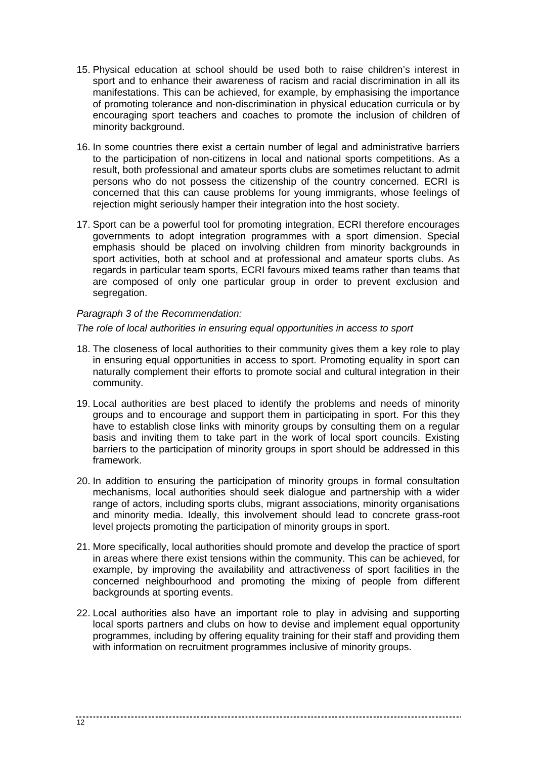15. Physical education at school should be used both to raise children's interest in sport and to enhance their awareness of racism and racial discrimination in all its manifestations. This can be achieved, for example, by emphasising the importance of promoting tolerance and non-discrimination in physical education curricula or by encouraging sport teachers and coaches to promote the inclusion of children of minority background.

16. In some countries there exist a certain number of legal and administrative barriers to the participation of non-citizens in local and national sports competitions. As a result, both professional and amateur sports clubs are sometimes reluctant to admit persons who do not possess the citizenship of the country concerned. ECRI is concerned that this can cause problems for young immigrants, whose feelings of rejection might seriously hamper their integration into the host society.

17. Sport can be a powerful tool for promoting integration, ECRI therefore encourages governments to adopt integration programmes with a sport dimension. Special emphasis should be placed on involving children from minority backgrounds in sport activities, both at school and at professional and amateur sports clubs. As regards in particular team sports, ECRI favours mixed teams rather than teams that are composed of only one particular group in order to prevent exclusion and segregation.

*Paragraph 3 of the Recommendation:*

*The role of local authorities in ensuring equal opportunities in access to sport*

18. The closeness of local authorities to their community gives them a key role to play in ensuring equal opportunities in access to sport. Promoting equality in sport can naturally complement their efforts to promote social and cultural integration in their community.

19. Local authorities are best placed to identify the problems and needs of minority groups and to encourage and support them in participating in sport. For this they have to establish close links with minority groups by consulting them on a regular basis and inviting them to take part in the work of local sport councils. Existing barriers to the participation of minority groups in sport should be addressed in this framework.

20. In addition to ensuring the participation of minority groups in formal consultation mechanisms, local authorities should seek dialogue and partnership with a wider range of actors, including sports clubs, migrant associations, minority organisations and minority media. Ideally, this involvement should lead to concrete grass-root level projects promoting the participation of minority groups in sport.

21. More specifically, local authorities should promote and develop the practice of sport in areas where there exist tensions within the community. This can be achieved, for example, by improving the availability and attractiveness of sport facilities in the concerned neighbourhood and promoting the mixing of people from different backgrounds at sporting events.

22. Local authorities also have an important role to play in advising and supporting local sports partners and clubs on how to devise and implement equal opportunity programmes, including by offering equality training for their staff and providing them with information on recruitment programmes inclusive of minority groups.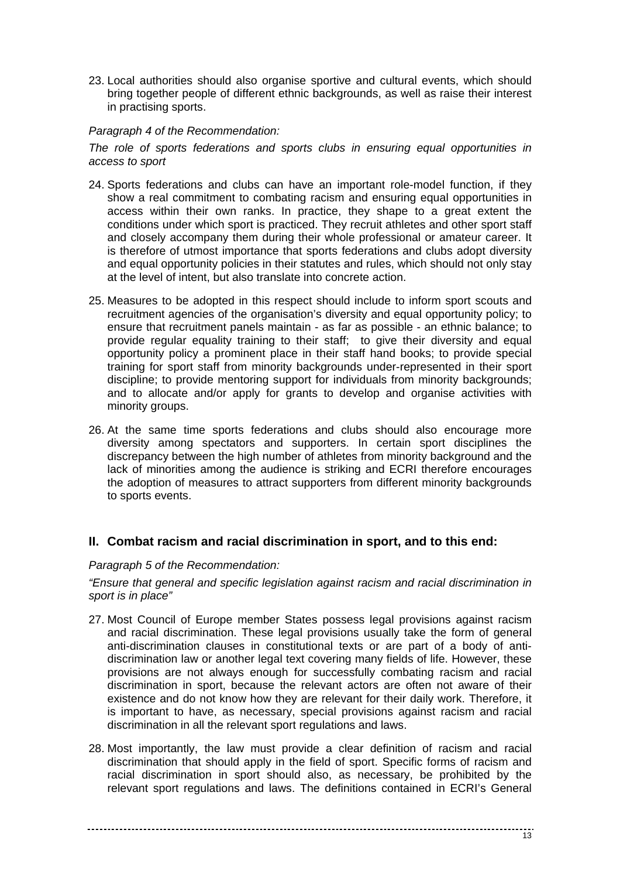23. Local authorities should also organise sportive and cultural events, which should bring together people of different ethnic backgrounds, as well as raise their interest in practising sports.

*Paragraph 4 of the Recommendation:*

*The role of sports federations and sports clubs in ensuring equal opportunities in access to sport*

24. Sports federations and clubs can have an important role-model function, if they show a real commitment to combating racism and ensuring equal opportunities in access within their own ranks. In practice, they shape to a great extent the conditions under which sport is practiced. They recruit athletes and other sport staff and closely accompany them during their whole professional or amateur career. It is therefore of utmost importance that sports federations and clubs adopt diversity and equal opportunity policies in their statutes and rules, which should not only stay at the level of intent, but also translate into concrete action.

25. Measures to be adopted in this respect should include to inform sport scouts and recruitment agencies of the organisation's diversity and equal opportunity policy; to ensure that recruitment panels maintain - as far as possible - an ethnic balance; to provide regular equality training to their staff; to give their diversity and equal opportunity policy a prominent place in their staff hand books; to provide special training for sport staff from minority backgrounds under-represented in their sport discipline; to provide mentoring support for individuals from minority backgrounds; and to allocate and/or apply for grants to develop and organise activities with minority groups.

26. At the same time sports federations and clubs should also encourage more diversity among spectators and supporters. In certain sport disciplines the discrepancy between the high number of athletes from minority background and the lack of minorities among the audience is striking and ECRI therefore encourages the adoption of measures to attract supporters from different minority backgrounds to sports events.

## II. Combat racism and racial discrimination in sport, and to this end:

*Paragraph 5 of the Recommendation:*

*"Ensure that general and specific legislation against racism and racial discrimination in sport is in place"*

27. Most Council of Europe member States possess legal provisions against racism and racial discrimination. These legal provisions usually take the form of general anti-discrimination clauses in constitutional texts or are part of a body of anti-discrimination law or another legal text covering many fields of life. However, these provisions are not always enough for successfully combating racism and racial discrimination in sport, because the relevant actors are often not aware of their existence and do not know how they are relevant for their daily work. Therefore, it is important to have, as necessary, special provisions against racism and racial discrimination in all the relevant sport regulations and laws.

28. Most importantly, the law must provide a clear definition of racism and racial discrimination that should apply in the field of sport. Specific forms of racism and racial discrimination in sport should also, as necessary, be prohibited by the relevant sport regulations and laws. The definitions contained in ECRI's General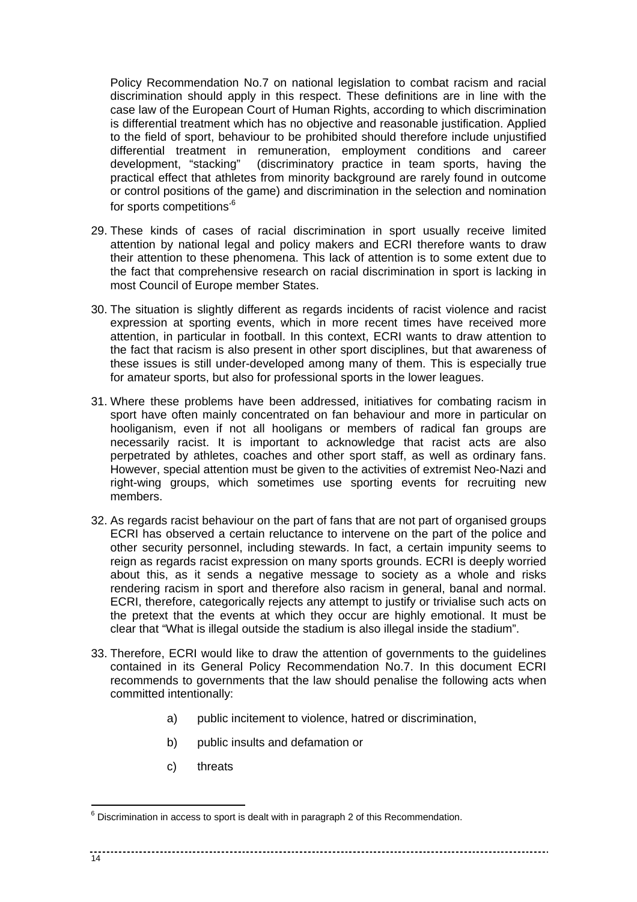Policy Recommendation No.7 on national legislation to combat racism and racial discrimination should apply in this respect. These definitions are in line with the case law of the European Court of Human Rights, according to which discrimination is differential treatment which has no objective and reasonable justification. Applied to the field of sport, behaviour to be prohibited should therefore include unjustified differential treatment in remuneration, employment conditions and career development, "stacking" (discriminatory practice in team sports, having the practical effect that athletes from minority background are rarely found in outcome or control positions of the game) and discrimination in the selection and nomination for sports competitions.[6]

29. These kinds of cases of racial discrimination in sport usually receive limited attention by national legal and policy makers and ECRI therefore wants to draw their attention to these phenomena. This lack of attention is to some extent due to the fact that comprehensive research on racial discrimination in sport is lacking in most Council of Europe member States.

30. The situation is slightly different as regards incidents of racist violence and racist expression at sporting events, which in more recent times have received more attention, in particular in football. In this context, ECRI wants to draw attention to the fact that racism is also present in other sport disciplines, but that awareness of these issues is still under-developed among many of them. This is especially true for amateur sports, but also for professional sports in the lower leagues.

31. Where these problems have been addressed, initiatives for combating racism in sport have often mainly concentrated on fan behaviour and more in particular on hooliganism, even if not all hooligans or members of radical fan groups are necessarily racist. It is important to acknowledge that racist acts are also perpetrated by athletes, coaches and other sport staff, as well as ordinary fans. However, special attention must be given to the activities of extremist Neo-Nazi and right-wing groups, which sometimes use sporting events for recruiting new members.

32. As regards racist behaviour on the part of fans that are not part of organised groups ECRI has observed a certain reluctance to intervene on the part of the police and other security personnel, including stewards. In fact, a certain impunity seems to reign as regards racist expression on many sports grounds. ECRI is deeply worried about this, as it sends a negative message to society as a whole and risks rendering racism in sport and therefore also racism in general, banal and normal. ECRI, therefore, categorically rejects any attempt to justify or trivialise such acts on the pretext that the events at which they occur are highly emotional. It must be clear that "What is illegal outside the stadium is also illegal inside the stadium".

33. Therefore, ECRI would like to draw the attention of governments to the guidelines contained in its General Policy Recommendation No.7. In this document ECRI recommends to governments that the law should penalise the following acts when committed intentionally:

    a) public incitement to violence, hatred or discrimination,

    b) public insults and defamation or

    c) threats

---

[6] Discrimination in access to sport is dealt with in paragraph 2 of this Recommendation.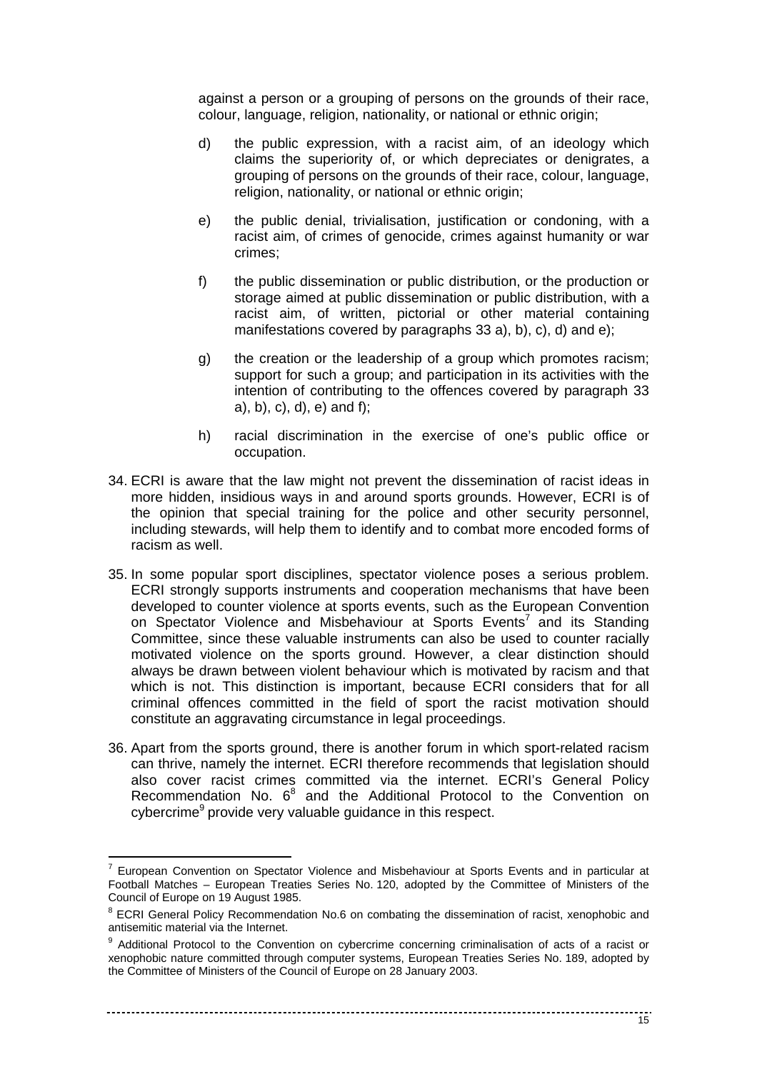against a person or a grouping of persons on the grounds of their race, colour, language, religion, nationality, or national or ethnic origin;

d) the public expression, with a racist aim, of an ideology which claims the superiority of, or which depreciates or denigrates, a grouping of persons on the grounds of their race, colour, language, religion, nationality, or national or ethnic origin;

e) the public denial, trivialisation, justification or condoning, with a racist aim, of crimes of genocide, crimes against humanity or war crimes;

f) the public dissemination or public distribution, or the production or storage aimed at public dissemination or public distribution, with a racist aim, of written, pictorial or other material containing manifestations covered by paragraphs 33 a), b), c), d) and e);

g) the creation or the leadership of a group which promotes racism; support for such a group; and participation in its activities with the intention of contributing to the offences covered by paragraph 33 a), b), c), d), e) and f);

h) racial discrimination in the exercise of one's public office or occupation.

34. ECRI is aware that the law might not prevent the dissemination of racist ideas in more hidden, insidious ways in and around sports grounds. However, ECRI is of the opinion that special training for the police and other security personnel, including stewards, will help them to identify and to combat more encoded forms of racism as well.

35. In some popular sport disciplines, spectator violence poses a serious problem. ECRI strongly supports instruments and cooperation mechanisms that have been developed to counter violence at sports events, such as the European Convention on Spectator Violence and Misbehaviour at Sports Events[7] and its Standing Committee, since these valuable instruments can also be used to counter racially motivated violence on the sports ground. However, a clear distinction should always be drawn between violent behaviour which is motivated by racism and that which is not. This distinction is important, because ECRI considers that for all criminal offences committed in the field of sport the racist motivation should constitute an aggravating circumstance in legal proceedings.

36. Apart from the sports ground, there is another forum in which sport-related racism can thrive, namely the internet. ECRI therefore recommends that legislation should also cover racist crimes committed via the internet. ECRI's General Policy Recommendation No. 6[8] and the Additional Protocol to the Convention on cybercrime[9] provide very valuable guidance in this respect.

---

[7] European Convention on Spectator Violence and Misbehaviour at Sports Events and in particular at Football Matches – European Treaties Series No. 120, adopted by the Committee of Ministers of the Council of Europe on 19 August 1985.

[8] ECRI General Policy Recommendation No.6 on combating the dissemination of racist, xenophobic and antisemitic material via the Internet.

[9] Additional Protocol to the Convention on cybercrime concerning criminalisation of acts of a racist or xenophobic nature committed through computer systems, European Treaties Series No. 189, adopted by the Committee of Ministers of the Council of Europe on 28 January 2003.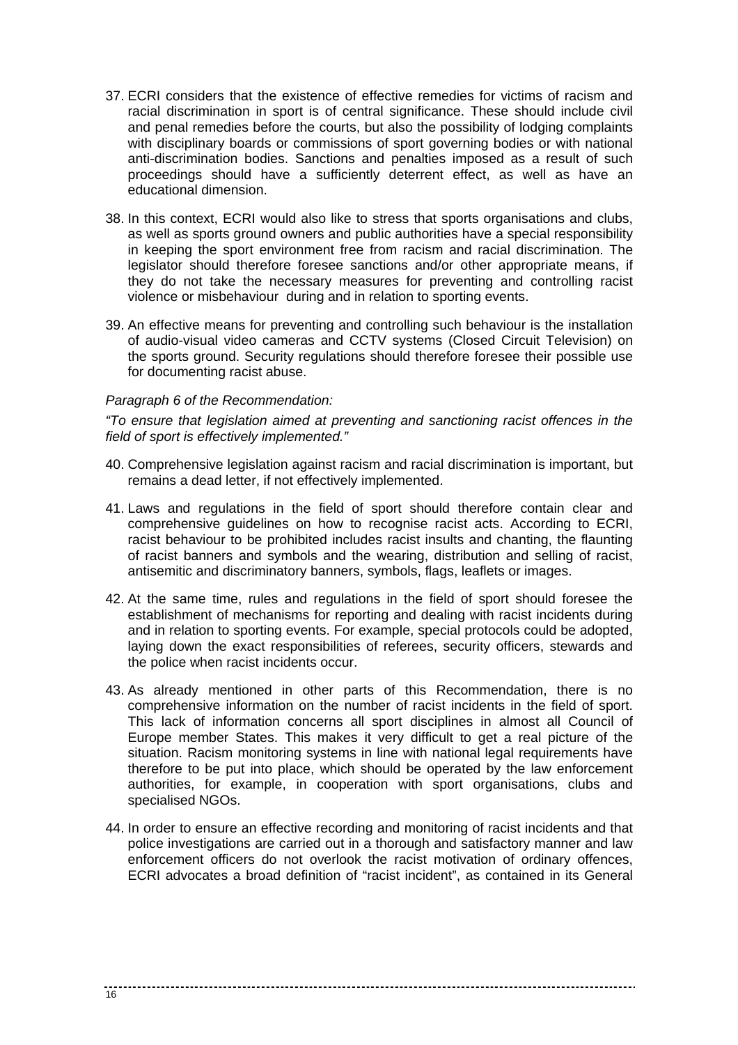37. ECRI considers that the existence of effective remedies for victims of racism and racial discrimination in sport is of central significance. These should include civil and penal remedies before the courts, but also the possibility of lodging complaints with disciplinary boards or commissions of sport governing bodies or with national anti-discrimination bodies. Sanctions and penalties imposed as a result of such proceedings should have a sufficiently deterrent effect, as well as have an educational dimension.

38. In this context, ECRI would also like to stress that sports organisations and clubs, as well as sports ground owners and public authorities have a special responsibility in keeping the sport environment free from racism and racial discrimination. The legislator should therefore foresee sanctions and/or other appropriate means, if they do not take the necessary measures for preventing and controlling racist violence or misbehaviour during and in relation to sporting events.

39. An effective means for preventing and controlling such behaviour is the installation of audio-visual video cameras and CCTV systems (Closed Circuit Television) on the sports ground. Security regulations should therefore foresee their possible use for documenting racist abuse.

*Paragraph 6 of the Recommendation:*

*"To ensure that legislation aimed at preventing and sanctioning racist offences in the field of sport is effectively implemented."*

40. Comprehensive legislation against racism and racial discrimination is important, but remains a dead letter, if not effectively implemented.

41. Laws and regulations in the field of sport should therefore contain clear and comprehensive guidelines on how to recognise racist acts. According to ECRI, racist behaviour to be prohibited includes racist insults and chanting, the flaunting of racist banners and symbols and the wearing, distribution and selling of racist, antisemitic and discriminatory banners, symbols, flags, leaflets or images.

42. At the same time, rules and regulations in the field of sport should foresee the establishment of mechanisms for reporting and dealing with racist incidents during and in relation to sporting events. For example, special protocols could be adopted, laying down the exact responsibilities of referees, security officers, stewards and the police when racist incidents occur.

43. As already mentioned in other parts of this Recommendation, there is no comprehensive information on the number of racist incidents in the field of sport. This lack of information concerns all sport disciplines in almost all Council of Europe member States. This makes it very difficult to get a real picture of the situation. Racism monitoring systems in line with national legal requirements have therefore to be put into place, which should be operated by the law enforcement authorities, for example, in cooperation with sport organisations, clubs and specialised NGOs.

44. In order to ensure an effective recording and monitoring of racist incidents and that police investigations are carried out in a thorough and satisfactory manner and law enforcement officers do not overlook the racist motivation of ordinary offences, ECRI advocates a broad definition of "racist incident", as contained in its General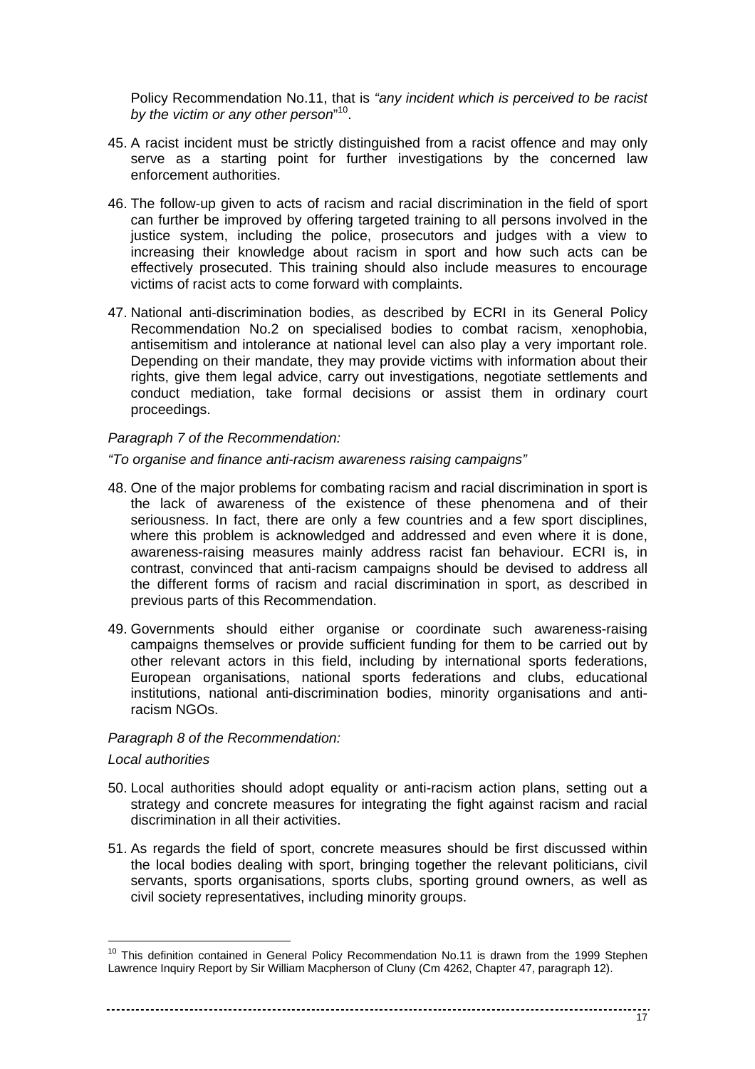Policy Recommendation No.11, that is *"any incident which is perceived to be racist by the victim or any other person*"[10].

45. A racist incident must be strictly distinguished from a racist offence and may only serve as a starting point for further investigations by the concerned law enforcement authorities.

46. The follow-up given to acts of racism and racial discrimination in the field of sport can further be improved by offering targeted training to all persons involved in the justice system, including the police, prosecutors and judges with a view to increasing their knowledge about racism in sport and how such acts can be effectively prosecuted. This training should also include measures to encourage victims of racist acts to come forward with complaints.

47. National anti-discrimination bodies, as described by ECRI in its General Policy Recommendation No.2 on specialised bodies to combat racism, xenophobia, antisemitism and intolerance at national level can also play a very important role. Depending on their mandate, they may provide victims with information about their rights, give them legal advice, carry out investigations, negotiate settlements and conduct mediation, take formal decisions or assist them in ordinary court proceedings.

*Paragraph 7 of the Recommendation:*

*"To organise and finance anti-racism awareness raising campaigns"*

48. One of the major problems for combating racism and racial discrimination in sport is the lack of awareness of the existence of these phenomena and of their seriousness. In fact, there are only a few countries and a few sport disciplines, where this problem is acknowledged and addressed and even where it is done, awareness-raising measures mainly address racist fan behaviour. ECRI is, in contrast, convinced that anti-racism campaigns should be devised to address all the different forms of racism and racial discrimination in sport, as described in previous parts of this Recommendation.

49. Governments should either organise or coordinate such awareness-raising campaigns themselves or provide sufficient funding for them to be carried out by other relevant actors in this field, including by international sports federations, European organisations, national sports federations and clubs, educational institutions, national anti-discrimination bodies, minority organisations and anti-racism NGOs.

*Paragraph 8 of the Recommendation:*

*Local authorities*

50. Local authorities should adopt equality or anti-racism action plans, setting out a strategy and concrete measures for integrating the fight against racism and racial discrimination in all their activities.

51. As regards the field of sport, concrete measures should be first discussed within the local bodies dealing with sport, bringing together the relevant politicians, civil servants, sports organisations, sports clubs, sporting ground owners, as well as civil society representatives, including minority groups.

[10] This definition contained in General Policy Recommendation No.11 is drawn from the 1999 Stephen Lawrence Inquiry Report by Sir William Macpherson of Cluny (Cm 4262, Chapter 47, paragraph 12).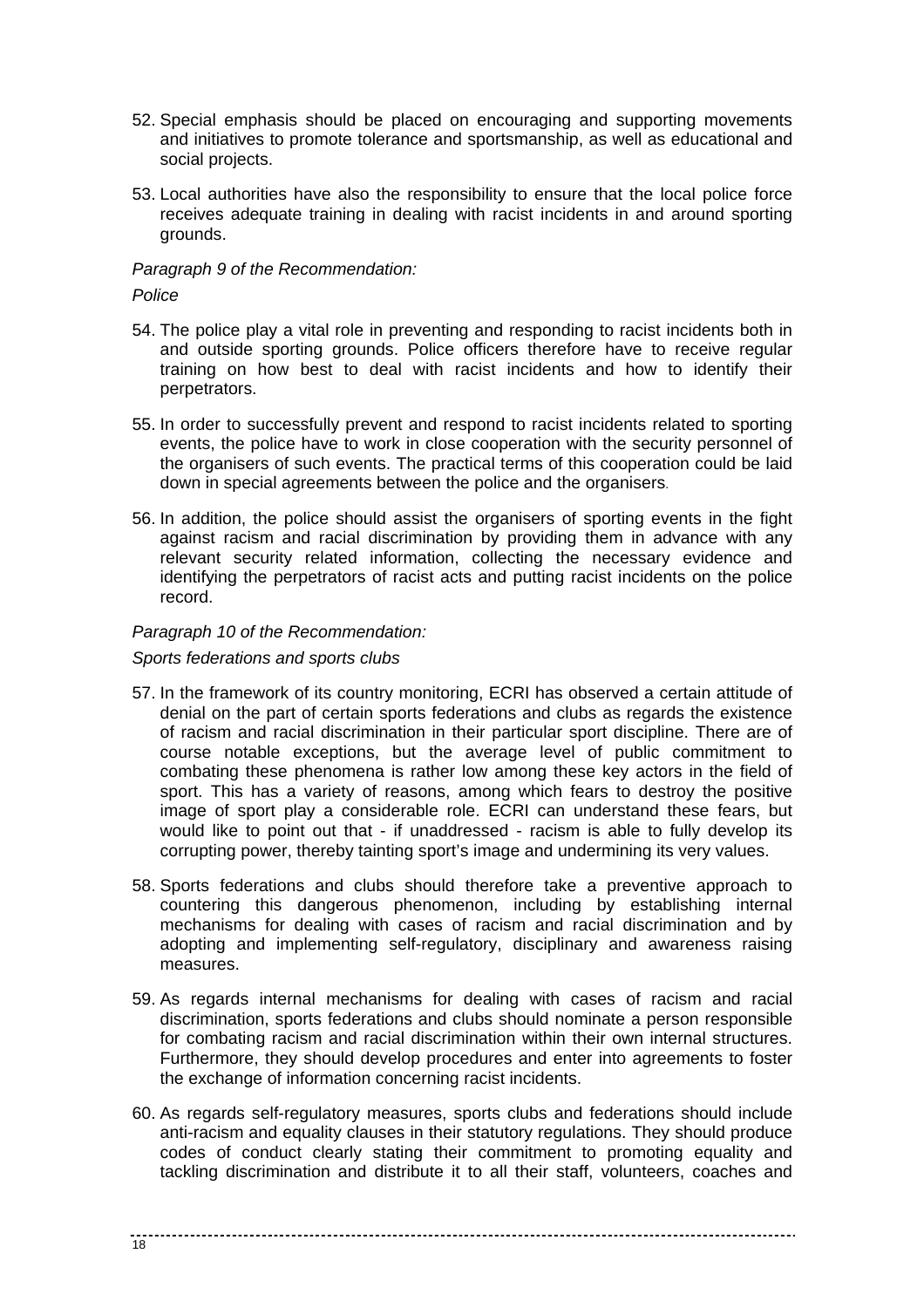52. Special emphasis should be placed on encouraging and supporting movements and initiatives to promote tolerance and sportsmanship, as well as educational and social projects.

53. Local authorities have also the responsibility to ensure that the local police force receives adequate training in dealing with racist incidents in and around sporting grounds.

*Paragraph 9 of the Recommendation:*

*Police*

54. The police play a vital role in preventing and responding to racist incidents both in and outside sporting grounds. Police officers therefore have to receive regular training on how best to deal with racist incidents and how to identify their perpetrators.

55. In order to successfully prevent and respond to racist incidents related to sporting events, the police have to work in close cooperation with the security personnel of the organisers of such events. The practical terms of this cooperation could be laid down in special agreements between the police and the organisers.

56. In addition, the police should assist the organisers of sporting events in the fight against racism and racial discrimination by providing them in advance with any relevant security related information, collecting the necessary evidence and identifying the perpetrators of racist acts and putting racist incidents on the police record.

*Paragraph 10 of the Recommendation:*

*Sports federations and sports clubs*

57. In the framework of its country monitoring, ECRI has observed a certain attitude of denial on the part of certain sports federations and clubs as regards the existence of racism and racial discrimination in their particular sport discipline. There are of course notable exceptions, but the average level of public commitment to combating these phenomena is rather low among these key actors in the field of sport. This has a variety of reasons, among which fears to destroy the positive image of sport play a considerable role. ECRI can understand these fears, but would like to point out that - if unaddressed - racism is able to fully develop its corrupting power, thereby tainting sport's image and undermining its very values.

58. Sports federations and clubs should therefore take a preventive approach to countering this dangerous phenomenon, including by establishing internal mechanisms for dealing with cases of racism and racial discrimination and by adopting and implementing self-regulatory, disciplinary and awareness raising measures.

59. As regards internal mechanisms for dealing with cases of racism and racial discrimination, sports federations and clubs should nominate a person responsible for combating racism and racial discrimination within their own internal structures. Furthermore, they should develop procedures and enter into agreements to foster the exchange of information concerning racist incidents.

60. As regards self-regulatory measures, sports clubs and federations should include anti-racism and equality clauses in their statutory regulations. They should produce codes of conduct clearly stating their commitment to promoting equality and tackling discrimination and distribute it to all their staff, volunteers, coaches and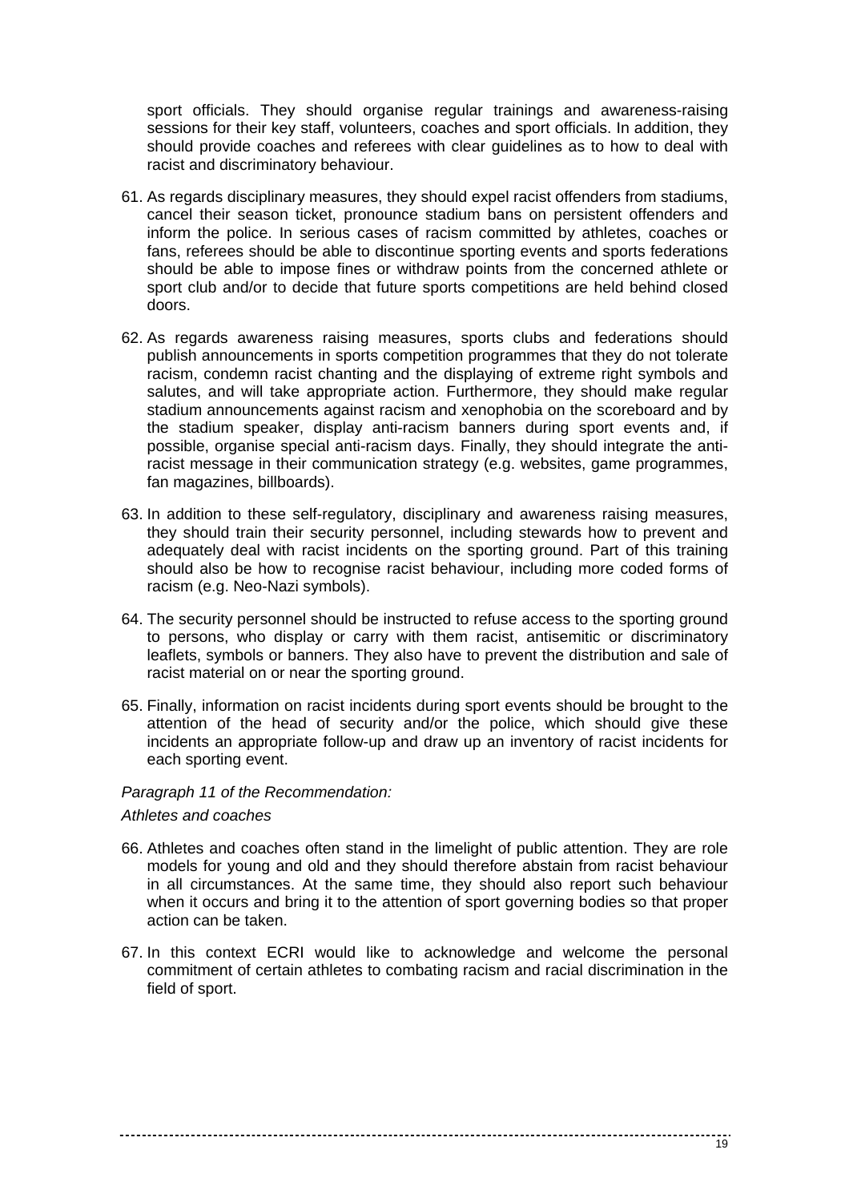sport officials. They should organise regular trainings and awareness-raising sessions for their key staff, volunteers, coaches and sport officials. In addition, they should provide coaches and referees with clear guidelines as to how to deal with racist and discriminatory behaviour.

61. As regards disciplinary measures, they should expel racist offenders from stadiums, cancel their season ticket, pronounce stadium bans on persistent offenders and inform the police. In serious cases of racism committed by athletes, coaches or fans, referees should be able to discontinue sporting events and sports federations should be able to impose fines or withdraw points from the concerned athlete or sport club and/or to decide that future sports competitions are held behind closed doors.

62. As regards awareness raising measures, sports clubs and federations should publish announcements in sports competition programmes that they do not tolerate racism, condemn racist chanting and the displaying of extreme right symbols and salutes, and will take appropriate action. Furthermore, they should make regular stadium announcements against racism and xenophobia on the scoreboard and by the stadium speaker, display anti-racism banners during sport events and, if possible, organise special anti-racism days. Finally, they should integrate the anti-racist message in their communication strategy (e.g. websites, game programmes, fan magazines, billboards).

63. In addition to these self-regulatory, disciplinary and awareness raising measures, they should train their security personnel, including stewards how to prevent and adequately deal with racist incidents on the sporting ground. Part of this training should also be how to recognise racist behaviour, including more coded forms of racism (e.g. Neo-Nazi symbols).

64. The security personnel should be instructed to refuse access to the sporting ground to persons, who display or carry with them racist, antisemitic or discriminatory leaflets, symbols or banners. They also have to prevent the distribution and sale of racist material on or near the sporting ground.

65. Finally, information on racist incidents during sport events should be brought to the attention of the head of security and/or the police, which should give these incidents an appropriate follow-up and draw up an inventory of racist incidents for each sporting event.

*Paragraph 11 of the Recommendation:*

*Athletes and coaches*

66. Athletes and coaches often stand in the limelight of public attention. They are role models for young and old and they should therefore abstain from racist behaviour in all circumstances. At the same time, they should also report such behaviour when it occurs and bring it to the attention of sport governing bodies so that proper action can be taken.

67. In this context ECRI would like to acknowledge and welcome the personal commitment of certain athletes to combating racism and racial discrimination in the field of sport.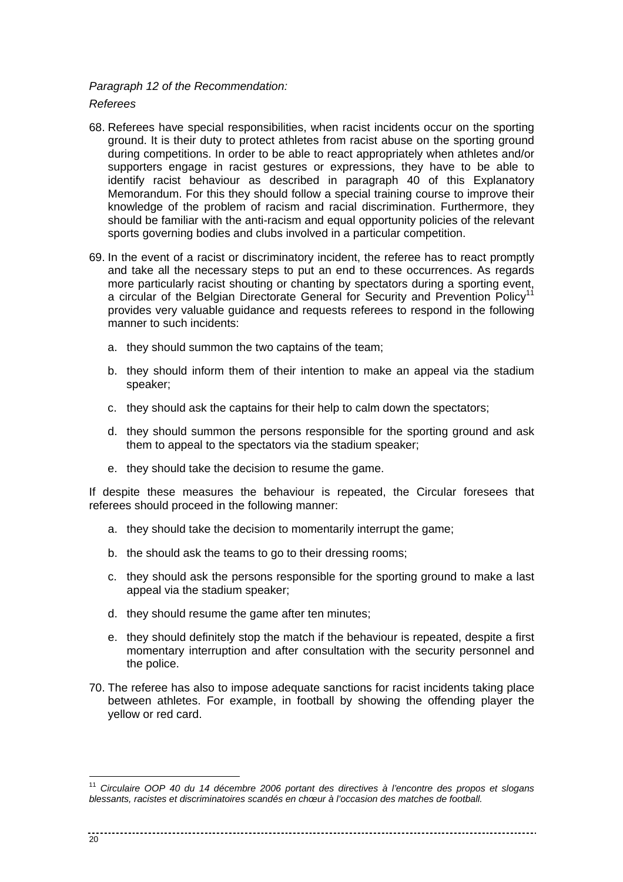*Paragraph 12 of the Recommendation:*

*Referees*

68. Referees have special responsibilities, when racist incidents occur on the sporting ground. It is their duty to protect athletes from racist abuse on the sporting ground during competitions. In order to be able to react appropriately when athletes and/or supporters engage in racist gestures or expressions, they have to be able to identify racist behaviour as described in paragraph 40 of this Explanatory Memorandum. For this they should follow a special training course to improve their knowledge of the problem of racism and racial discrimination. Furthermore, they should be familiar with the anti-racism and equal opportunity policies of the relevant sports governing bodies and clubs involved in a particular competition.

69. In the event of a racist or discriminatory incident, the referee has to react promptly and take all the necessary steps to put an end to these occurrences. As regards more particularly racist shouting or chanting by spectators during a sporting event, a circular of the Belgian Directorate General for Security and Prevention Policy[11] provides very valuable guidance and requests referees to respond in the following manner to such incidents:

    a. they should summon the two captains of the team;

    b. they should inform them of their intention to make an appeal via the stadium speaker;

    c. they should ask the captains for their help to calm down the spectators;

    d. they should summon the persons responsible for the sporting ground and ask them to appeal to the spectators via the stadium speaker;

    e. they should take the decision to resume the game.

If despite these measures the behaviour is repeated, the Circular foresees that referees should proceed in the following manner:

    a. they should take the decision to momentarily interrupt the game;

    b. the should ask the teams to go to their dressing rooms;

    c. they should ask the persons responsible for the sporting ground to make a last appeal via the stadium speaker;

    d. they should resume the game after ten minutes;

    e. they should definitely stop the match if the behaviour is repeated, despite a first momentary interruption and after consultation with the security personnel and the police.

70. The referee has also to impose adequate sanctions for racist incidents taking place between athletes. For example, in football by showing the offending player the yellow or red card.

---

[11] *Circulaire OOP 40 du 14 décembre 2006 portant des directives à l'encontre des propos et slogans blessants, racistes et discriminatoires scandés en chœur à l'occasion des matches de football.*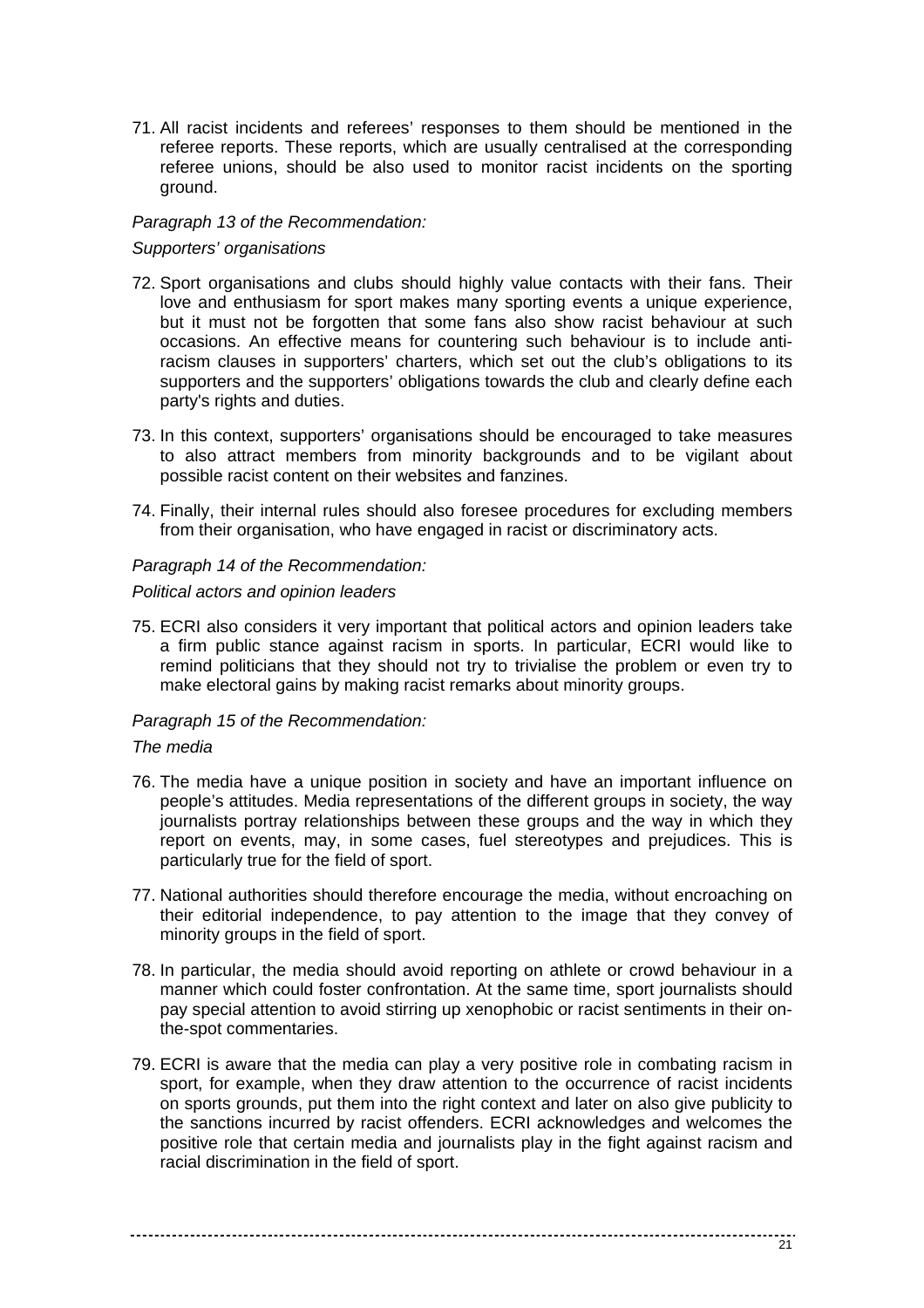71. All racist incidents and referees' responses to them should be mentioned in the referee reports. These reports, which are usually centralised at the corresponding referee unions, should be also used to monitor racist incidents on the sporting ground.

*Paragraph 13 of the Recommendation:*

*Supporters' organisations*

72. Sport organisations and clubs should highly value contacts with their fans. Their love and enthusiasm for sport makes many sporting events a unique experience, but it must not be forgotten that some fans also show racist behaviour at such occasions. An effective means for countering such behaviour is to include anti-racism clauses in supporters' charters, which set out the club's obligations to its supporters and the supporters' obligations towards the club and clearly define each party's rights and duties.

73. In this context, supporters' organisations should be encouraged to take measures to also attract members from minority backgrounds and to be vigilant about possible racist content on their websites and fanzines.

74. Finally, their internal rules should also foresee procedures for excluding members from their organisation, who have engaged in racist or discriminatory acts.

*Paragraph 14 of the Recommendation:*

*Political actors and opinion leaders*

75. ECRI also considers it very important that political actors and opinion leaders take a firm public stance against racism in sports. In particular, ECRI would like to remind politicians that they should not try to trivialise the problem or even try to make electoral gains by making racist remarks about minority groups.

*Paragraph 15 of the Recommendation:*

*The media*

76. The media have a unique position in society and have an important influence on people's attitudes. Media representations of the different groups in society, the way journalists portray relationships between these groups and the way in which they report on events, may, in some cases, fuel stereotypes and prejudices. This is particularly true for the field of sport.

77. National authorities should therefore encourage the media, without encroaching on their editorial independence, to pay attention to the image that they convey of minority groups in the field of sport.

78. In particular, the media should avoid reporting on athlete or crowd behaviour in a manner which could foster confrontation. At the same time, sport journalists should pay special attention to avoid stirring up xenophobic or racist sentiments in their on-the-spot commentaries.

79. ECRI is aware that the media can play a very positive role in combating racism in sport, for example, when they draw attention to the occurrence of racist incidents on sports grounds, put them into the right context and later on also give publicity to the sanctions incurred by racist offenders. ECRI acknowledges and welcomes the positive role that certain media and journalists play in the fight against racism and racial discrimination in the field of sport.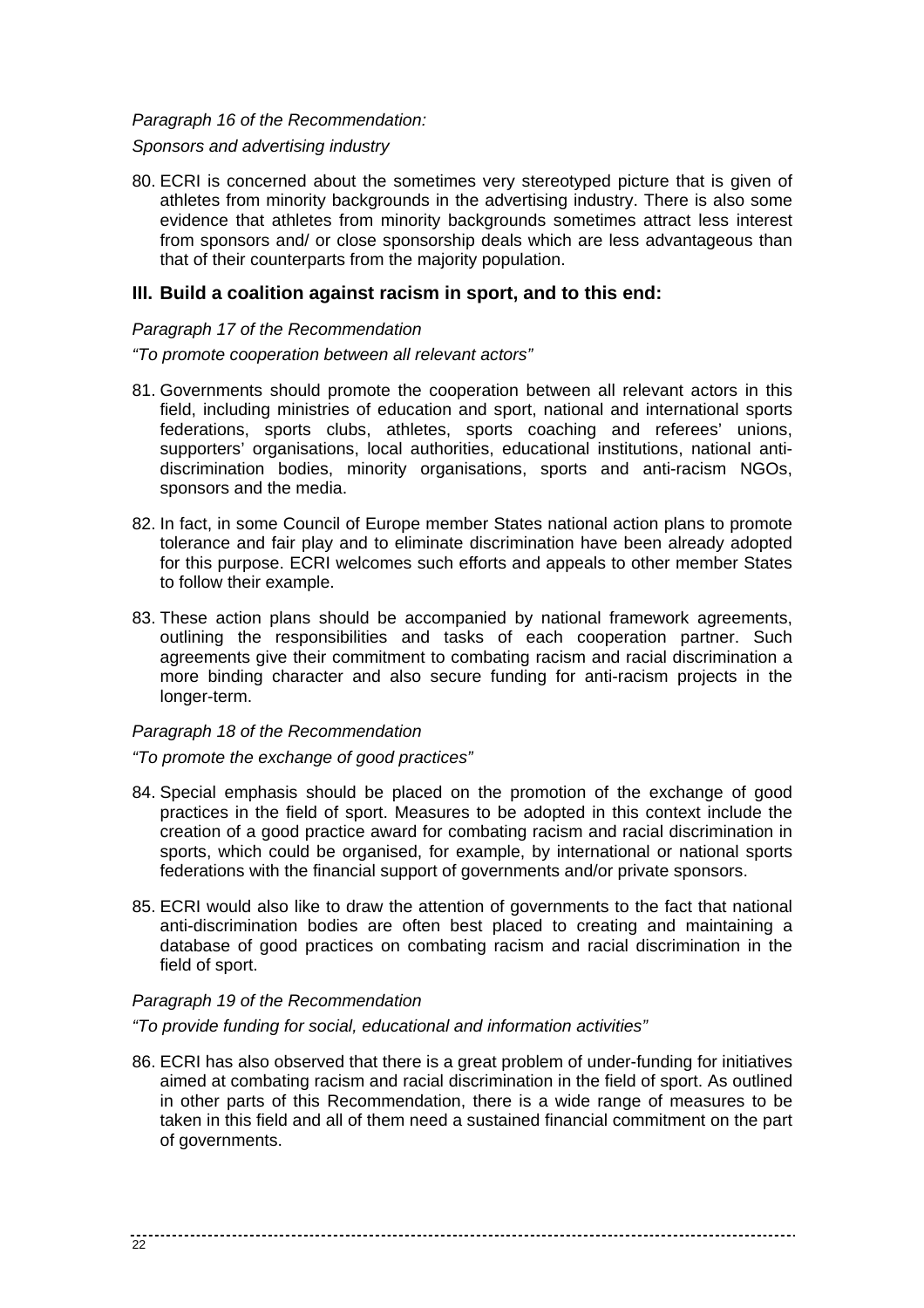*Paragraph 16 of the Recommendation:*

*Sponsors and advertising industry*

80. ECRI is concerned about the sometimes very stereotyped picture that is given of athletes from minority backgrounds in the advertising industry. There is also some evidence that athletes from minority backgrounds sometimes attract less interest from sponsors and/ or close sponsorship deals which are less advantageous than that of their counterparts from the majority population.

### III. Build a coalition against racism in sport, and to this end:

*Paragraph 17 of the Recommendation*

*"To promote cooperation between all relevant actors"*

81. Governments should promote the cooperation between all relevant actors in this field, including ministries of education and sport, national and international sports federations, sports clubs, athletes, sports coaching and referees' unions, supporters' organisations, local authorities, educational institutions, national anti-discrimination bodies, minority organisations, sports and anti-racism NGOs, sponsors and the media.

82. In fact, in some Council of Europe member States national action plans to promote tolerance and fair play and to eliminate discrimination have been already adopted for this purpose. ECRI welcomes such efforts and appeals to other member States to follow their example.

83. These action plans should be accompanied by national framework agreements, outlining the responsibilities and tasks of each cooperation partner. Such agreements give their commitment to combating racism and racial discrimination a more binding character and also secure funding for anti-racism projects in the longer-term.

*Paragraph 18 of the Recommendation*

*"To promote the exchange of good practices"*

84. Special emphasis should be placed on the promotion of the exchange of good practices in the field of sport. Measures to be adopted in this context include the creation of a good practice award for combating racism and racial discrimination in sports, which could be organised, for example, by international or national sports federations with the financial support of governments and/or private sponsors.

85. ECRI would also like to draw the attention of governments to the fact that national anti-discrimination bodies are often best placed to creating and maintaining a database of good practices on combating racism and racial discrimination in the field of sport.

*Paragraph 19 of the Recommendation*

*"To provide funding for social, educational and information activities"*

86. ECRI has also observed that there is a great problem of under-funding for initiatives aimed at combating racism and racial discrimination in the field of sport. As outlined in other parts of this Recommendation, there is a wide range of measures to be taken in this field and all of them need a sustained financial commitment on the part of governments.